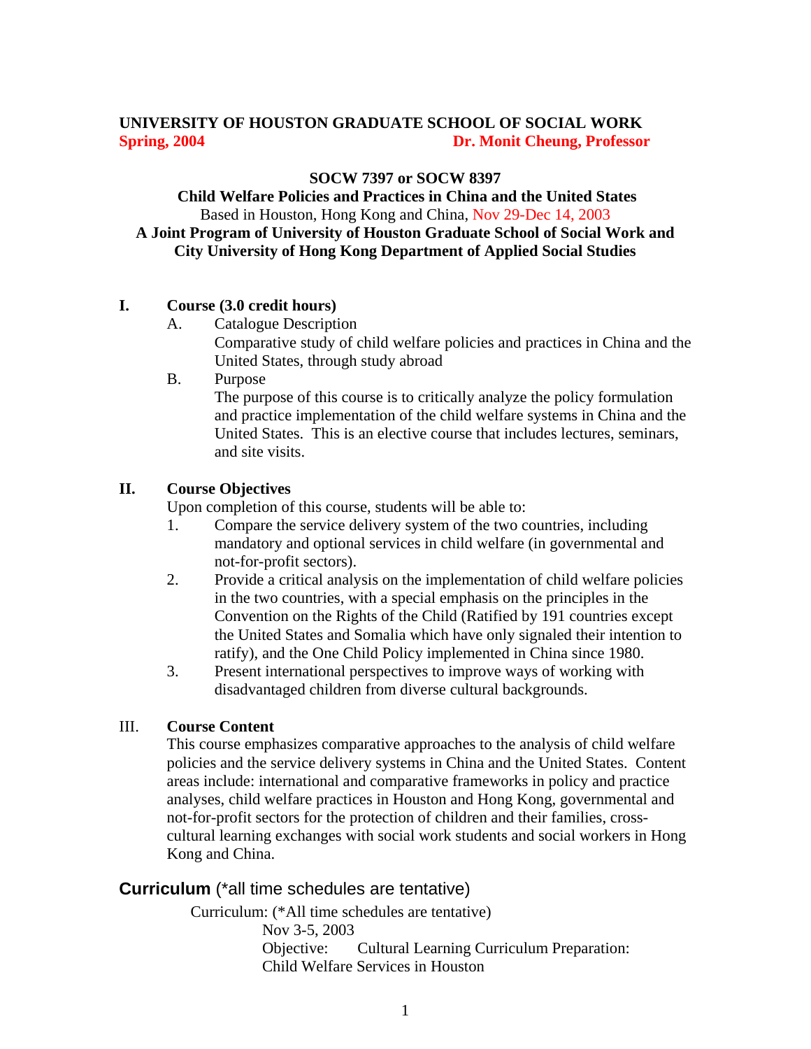**UNIVERSITY OF HOUSTON GRADUATE SCHOOL OF SOCIAL WORK**
**Spring, 2004** **Dr. Monit Cheung, Professor**

**SOCW 7397 or SOCW 8397**
**Child Welfare Policies and Practices in China and the United States**
Based in Houston, Hong Kong and China, Nov 29-Dec 14, 2003
**A Joint Program of University of Houston Graduate School of Social Work and City University of Hong Kong Department of Applied Social Studies**

## I. Course (3.0 credit hours)

A. Catalogue Description
Comparative study of child welfare policies and practices in China and the United States, through study abroad

B. Purpose
The purpose of this course is to critically analyze the policy formulation and practice implementation of the child welfare systems in China and the United States. This is an elective course that includes lectures, seminars, and site visits.

## II. Course Objectives

Upon completion of this course, students will be able to:

1. Compare the service delivery system of the two countries, including mandatory and optional services in child welfare (in governmental and not-for-profit sectors).
2. Provide a critical analysis on the implementation of child welfare policies in the two countries, with a special emphasis on the principles in the Convention on the Rights of the Child (Ratified by 191 countries except the United States and Somalia which have only signaled their intention to ratify), and the One Child Policy implemented in China since 1980.
3. Present international perspectives to improve ways of working with disadvantaged children from diverse cultural backgrounds.

## III. Course Content

This course emphasizes comparative approaches to the analysis of child welfare policies and the service delivery systems in China and the United States. Content areas include: international and comparative frameworks in policy and practice analyses, child welfare practices in Houston and Hong Kong, governmental and not-for-profit sectors for the protection of children and their families, cross-cultural learning exchanges with social work students and social workers in Hong Kong and China.

## **Curriculum** (*all time schedules are tentative)

Curriculum: (*All time schedules are tentative)

Nov 3-5, 2003
Objective: Cultural Learning Curriculum Preparation: Child Welfare Services in Houston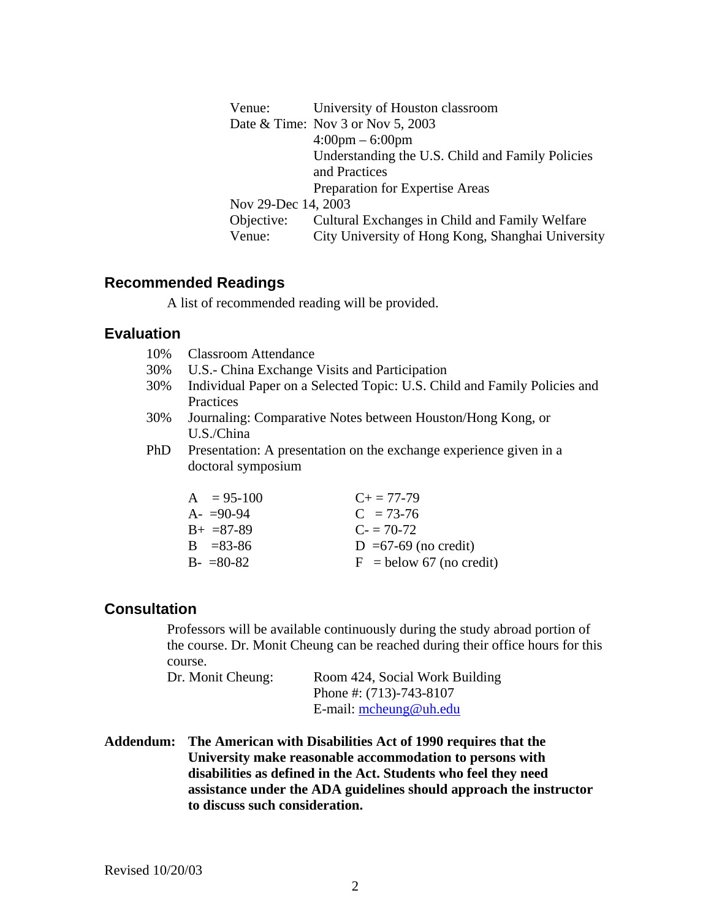| | |
|---|---|
| Venue: | University of Houston classroom |
| Date & Time: | Nov 3 or Nov 5, 2003 |
| | 4:00pm – 6:00pm |
| | Understanding the U.S. Child and Family Policies and Practices |
| | Preparation for Expertise Areas |
| Nov 29-Dec 14, 2003 | |
| Objective: | Cultural Exchanges in Child and Family Welfare |
| Venue: | City University of Hong Kong, Shanghai University |

## Recommended Readings

A list of recommended reading will be provided.

## Evaluation

| | |
|---|---|
| 10% | Classroom Attendance |
| 30% | U.S.- China Exchange Visits and Participation |
| 30% | Individual Paper on a Selected Topic: U.S. Child and Family Policies and Practices |
| 30% | Journaling: Comparative Notes between Houston/Hong Kong, or U.S./China |
| PhD | Presentation: A presentation on the exchange experience given in a doctoral symposium |

| | |
|---|---|
| A = 95-100 | C+ = 77-79 |
| A- =90-94 | C = 73-76 |
| B+ =87-89 | C- = 70-72 |
| B =83-86 | D =67-69 (no credit) |
| B- =80-82 | F = below 67 (no credit) |

## Consultation

Professors will be available continuously during the study abroad portion of the course. Dr. Monit Cheung can be reached during their office hours for this course.

| | |
|---|---|
| Dr. Monit Cheung: | Room 424, Social Work Building |
| | Phone #: (713)-743-8107 |
| | E-mail: mcheung@uh.edu |

**Addendum: The American with Disabilities Act of 1990 requires that the University make reasonable accommodation to persons with disabilities as defined in the Act. Students who feel they need assistance under the ADA guidelines should approach the instructor to discuss such consideration.**

Revised 10/20/03